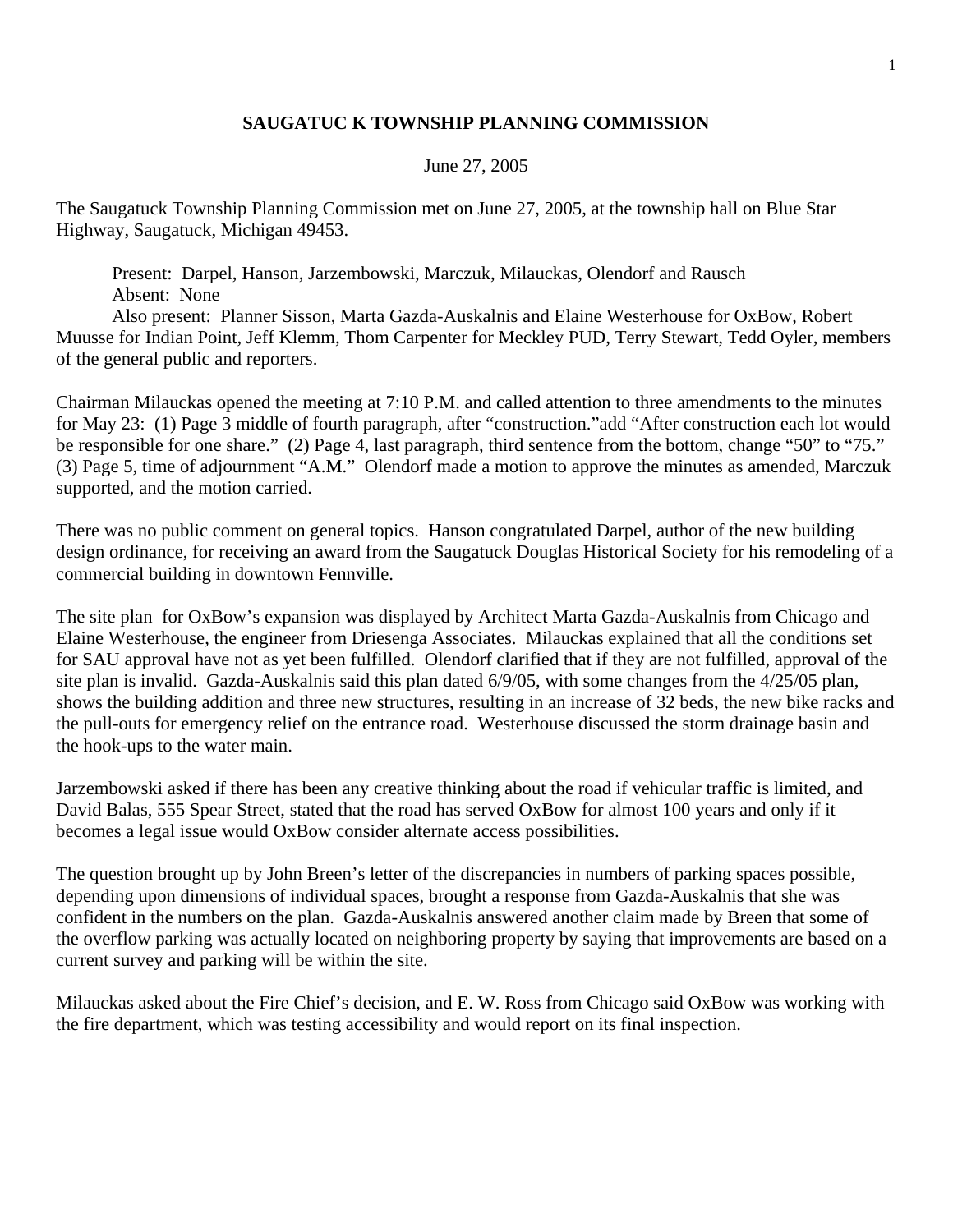# SAUGATUC K TOWNSHIP PLANNING COMMISSION

June 27, 2005

The Saugatuck Township Planning Commission met on June 27, 2005, at the township hall on Blue Star Highway, Saugatuck, Michigan 49453.

Present: Darpel, Hanson, Jarzembowski, Marczuk, Milauckas, Olendorf and Rausch
Absent: None
Also present: Planner Sisson, Marta Gazda-Auskalnis and Elaine Westerhouse for OxBow, Robert Muusse for Indian Point, Jeff Klemm, Thom Carpenter for Meckley PUD, Terry Stewart, Tedd Oyler, members of the general public and reporters.

Chairman Milauckas opened the meeting at 7:10 P.M. and called attention to three amendments to the minutes for May 23: (1) Page 3 middle of fourth paragraph, after "construction."add "After construction each lot would be responsible for one share." (2) Page 4, last paragraph, third sentence from the bottom, change "50" to "75." (3) Page 5, time of adjournment "A.M." Olendorf made a motion to approve the minutes as amended, Marczuk supported, and the motion carried.

There was no public comment on general topics. Hanson congratulated Darpel, author of the new building design ordinance, for receiving an award from the Saugatuck Douglas Historical Society for his remodeling of a commercial building in downtown Fennville.

The site plan for OxBow's expansion was displayed by Architect Marta Gazda-Auskalnis from Chicago and Elaine Westerhouse, the engineer from Driesenga Associates. Milauckas explained that all the conditions set for SAU approval have not as yet been fulfilled. Olendorf clarified that if they are not fulfilled, approval of the site plan is invalid. Gazda-Auskalnis said this plan dated 6/9/05, with some changes from the 4/25/05 plan, shows the building addition and three new structures, resulting in an increase of 32 beds, the new bike racks and the pull-outs for emergency relief on the entrance road. Westerhouse discussed the storm drainage basin and the hook-ups to the water main.

Jarzembowski asked if there has been any creative thinking about the road if vehicular traffic is limited, and David Balas, 555 Spear Street, stated that the road has served OxBow for almost 100 years and only if it becomes a legal issue would OxBow consider alternate access possibilities.

The question brought up by John Breen's letter of the discrepancies in numbers of parking spaces possible, depending upon dimensions of individual spaces, brought a response from Gazda-Auskalnis that she was confident in the numbers on the plan. Gazda-Auskalnis answered another claim made by Breen that some of the overflow parking was actually located on neighboring property by saying that improvements are based on a current survey and parking will be within the site.

Milauckas asked about the Fire Chief's decision, and E. W. Ross from Chicago said OxBow was working with the fire department, which was testing accessibility and would report on its final inspection.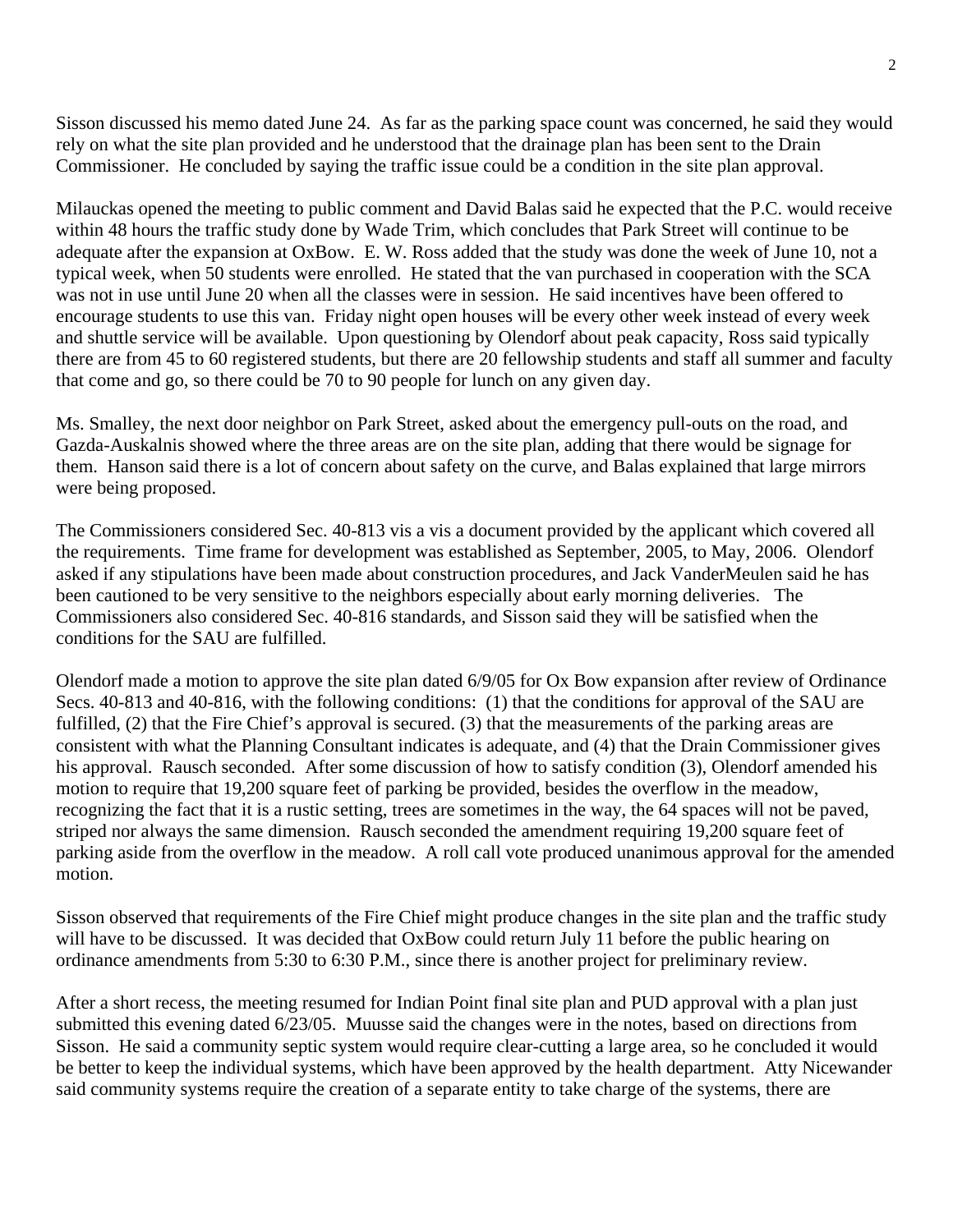Sisson discussed his memo dated June 24. As far as the parking space count was concerned, he said they would rely on what the site plan provided and he understood that the drainage plan has been sent to the Drain Commissioner. He concluded by saying the traffic issue could be a condition in the site plan approval.

Milauckas opened the meeting to public comment and David Balas said he expected that the P.C. would receive within 48 hours the traffic study done by Wade Trim, which concludes that Park Street will continue to be adequate after the expansion at OxBow. E. W. Ross added that the study was done the week of June 10, not a typical week, when 50 students were enrolled. He stated that the van purchased in cooperation with the SCA was not in use until June 20 when all the classes were in session. He said incentives have been offered to encourage students to use this van. Friday night open houses will be every other week instead of every week and shuttle service will be available. Upon questioning by Olendorf about peak capacity, Ross said typically there are from 45 to 60 registered students, but there are 20 fellowship students and staff all summer and faculty that come and go, so there could be 70 to 90 people for lunch on any given day.

Ms. Smalley, the next door neighbor on Park Street, asked about the emergency pull-outs on the road, and Gazda-Auskalnis showed where the three areas are on the site plan, adding that there would be signage for them. Hanson said there is a lot of concern about safety on the curve, and Balas explained that large mirrors were being proposed.

The Commissioners considered Sec. 40-813 vis a vis a document provided by the applicant which covered all the requirements. Time frame for development was established as September, 2005, to May, 2006. Olendorf asked if any stipulations have been made about construction procedures, and Jack VanderMeulen said he has been cautioned to be very sensitive to the neighbors especially about early morning deliveries. The Commissioners also considered Sec. 40-816 standards, and Sisson said they will be satisfied when the conditions for the SAU are fulfilled.

Olendorf made a motion to approve the site plan dated 6/9/05 for Ox Bow expansion after review of Ordinance Secs. 40-813 and 40-816, with the following conditions: (1) that the conditions for approval of the SAU are fulfilled, (2) that the Fire Chief's approval is secured. (3) that the measurements of the parking areas are consistent with what the Planning Consultant indicates is adequate, and (4) that the Drain Commissioner gives his approval. Rausch seconded. After some discussion of how to satisfy condition (3), Olendorf amended his motion to require that 19,200 square feet of parking be provided, besides the overflow in the meadow, recognizing the fact that it is a rustic setting, trees are sometimes in the way, the 64 spaces will not be paved, striped nor always the same dimension. Rausch seconded the amendment requiring 19,200 square feet of parking aside from the overflow in the meadow. A roll call vote produced unanimous approval for the amended motion.

Sisson observed that requirements of the Fire Chief might produce changes in the site plan and the traffic study will have to be discussed. It was decided that OxBow could return July 11 before the public hearing on ordinance amendments from 5:30 to 6:30 P.M., since there is another project for preliminary review.

After a short recess, the meeting resumed for Indian Point final site plan and PUD approval with a plan just submitted this evening dated 6/23/05. Muusse said the changes were in the notes, based on directions from Sisson. He said a community septic system would require clear-cutting a large area, so he concluded it would be better to keep the individual systems, which have been approved by the health department. Atty Nicewander said community systems require the creation of a separate entity to take charge of the systems, there are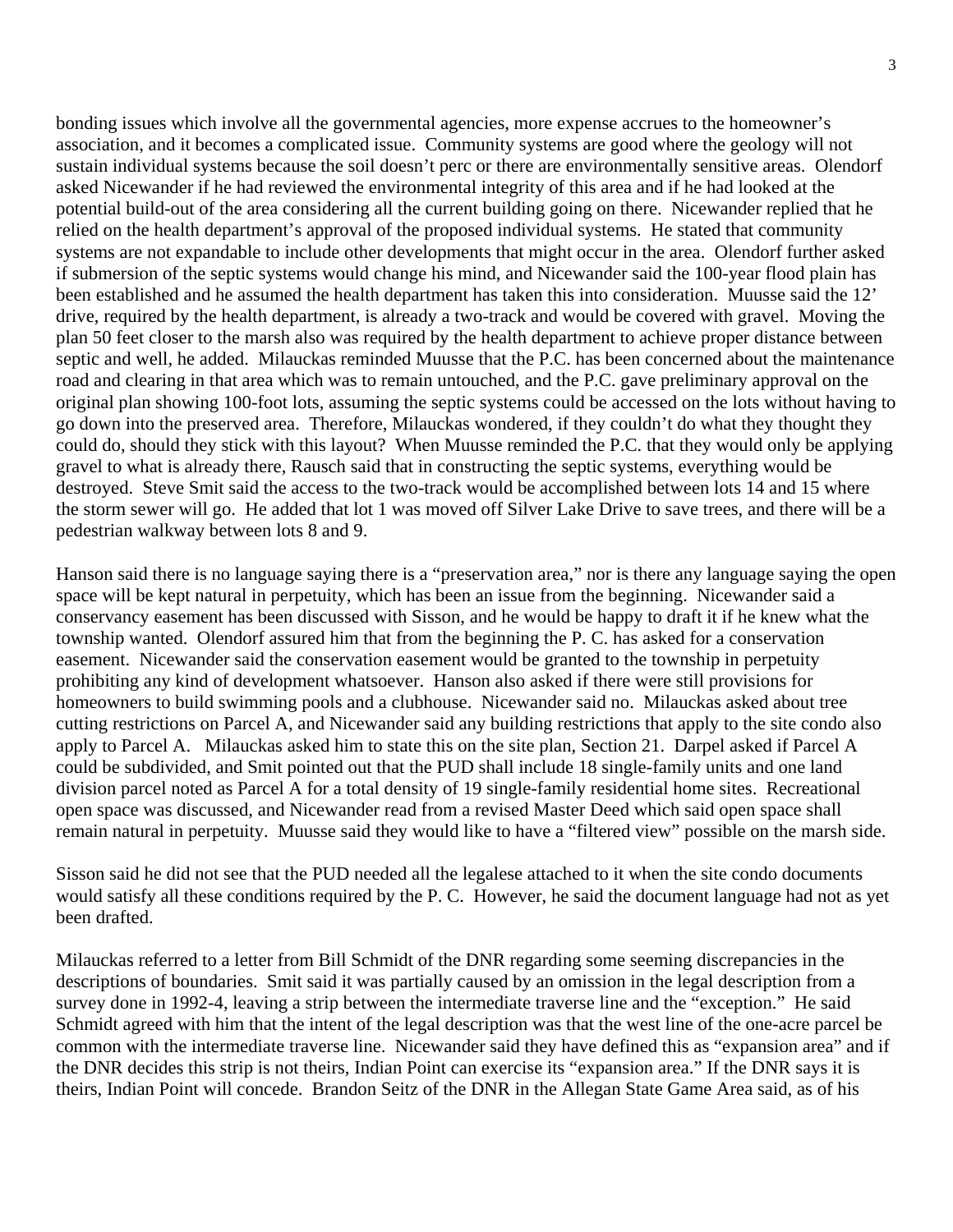bonding issues which involve all the governmental agencies, more expense accrues to the homeowner's association, and it becomes a complicated issue. Community systems are good where the geology will not sustain individual systems because the soil doesn't perc or there are environmentally sensitive areas. Olendorf asked Nicewander if he had reviewed the environmental integrity of this area and if he had looked at the potential build-out of the area considering all the current building going on there. Nicewander replied that he relied on the health department's approval of the proposed individual systems. He stated that community systems are not expandable to include other developments that might occur in the area. Olendorf further asked if submersion of the septic systems would change his mind, and Nicewander said the 100-year flood plain has been established and he assumed the health department has taken this into consideration. Muusse said the 12' drive, required by the health department, is already a two-track and would be covered with gravel. Moving the plan 50 feet closer to the marsh also was required by the health department to achieve proper distance between septic and well, he added. Milauckas reminded Muusse that the P.C. has been concerned about the maintenance road and clearing in that area which was to remain untouched, and the P.C. gave preliminary approval on the original plan showing 100-foot lots, assuming the septic systems could be accessed on the lots without having to go down into the preserved area. Therefore, Milauckas wondered, if they couldn't do what they thought they could do, should they stick with this layout? When Muusse reminded the P.C. that they would only be applying gravel to what is already there, Rausch said that in constructing the septic systems, everything would be destroyed. Steve Smit said the access to the two-track would be accomplished between lots 14 and 15 where the storm sewer will go. He added that lot 1 was moved off Silver Lake Drive to save trees, and there will be a pedestrian walkway between lots 8 and 9.

Hanson said there is no language saying there is a "preservation area," nor is there any language saying the open space will be kept natural in perpetuity, which has been an issue from the beginning. Nicewander said a conservancy easement has been discussed with Sisson, and he would be happy to draft it if he knew what the township wanted. Olendorf assured him that from the beginning the P. C. has asked for a conservation easement. Nicewander said the conservation easement would be granted to the township in perpetuity prohibiting any kind of development whatsoever. Hanson also asked if there were still provisions for homeowners to build swimming pools and a clubhouse. Nicewander said no. Milauckas asked about tree cutting restrictions on Parcel A, and Nicewander said any building restrictions that apply to the site condo also apply to Parcel A. Milauckas asked him to state this on the site plan, Section 21. Darpel asked if Parcel A could be subdivided, and Smit pointed out that the PUD shall include 18 single-family units and one land division parcel noted as Parcel A for a total density of 19 single-family residential home sites. Recreational open space was discussed, and Nicewander read from a revised Master Deed which said open space shall remain natural in perpetuity. Muusse said they would like to have a "filtered view" possible on the marsh side.

Sisson said he did not see that the PUD needed all the legalese attached to it when the site condo documents would satisfy all these conditions required by the P. C. However, he said the document language had not as yet been drafted.

Milauckas referred to a letter from Bill Schmidt of the DNR regarding some seeming discrepancies in the descriptions of boundaries. Smit said it was partially caused by an omission in the legal description from a survey done in 1992-4, leaving a strip between the intermediate traverse line and the "exception." He said Schmidt agreed with him that the intent of the legal description was that the west line of the one-acre parcel be common with the intermediate traverse line. Nicewander said they have defined this as "expansion area" and if the DNR decides this strip is not theirs, Indian Point can exercise its "expansion area." If the DNR says it is theirs, Indian Point will concede. Brandon Seitz of the DNR in the Allegan State Game Area said, as of his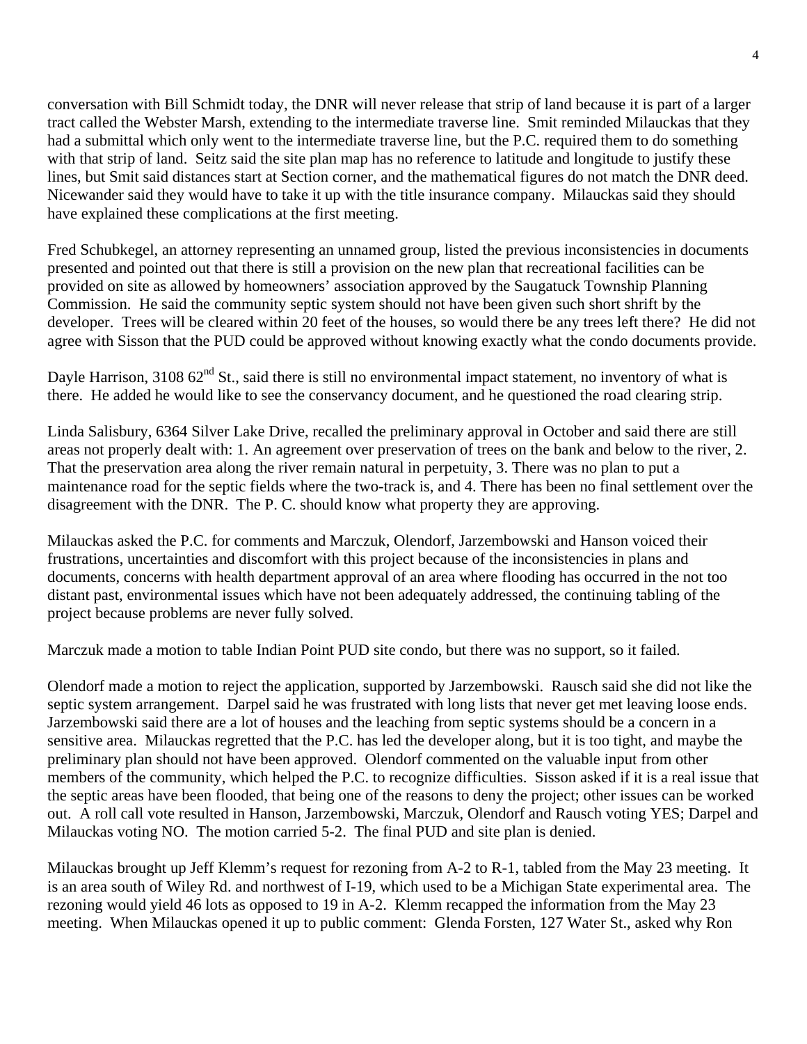conversation with Bill Schmidt today, the DNR will never release that strip of land because it is part of a larger tract called the Webster Marsh, extending to the intermediate traverse line. Smit reminded Milauckas that they had a submittal which only went to the intermediate traverse line, but the P.C. required them to do something with that strip of land. Seitz said the site plan map has no reference to latitude and longitude to justify these lines, but Smit said distances start at Section corner, and the mathematical figures do not match the DNR deed. Nicewander said they would have to take it up with the title insurance company. Milauckas said they should have explained these complications at the first meeting.

Fred Schubkegel, an attorney representing an unnamed group, listed the previous inconsistencies in documents presented and pointed out that there is still a provision on the new plan that recreational facilities can be provided on site as allowed by homeowners' association approved by the Saugatuck Township Planning Commission. He said the community septic system should not have been given such short shrift by the developer. Trees will be cleared within 20 feet of the houses, so would there be any trees left there? He did not agree with Sisson that the PUD could be approved without knowing exactly what the condo documents provide.

Dayle Harrison, 3108 62nd St., said there is still no environmental impact statement, no inventory of what is there. He added he would like to see the conservancy document, and he questioned the road clearing strip.

Linda Salisbury, 6364 Silver Lake Drive, recalled the preliminary approval in October and said there are still areas not properly dealt with: 1. An agreement over preservation of trees on the bank and below to the river, 2. That the preservation area along the river remain natural in perpetuity, 3. There was no plan to put a maintenance road for the septic fields where the two-track is, and 4. There has been no final settlement over the disagreement with the DNR. The P. C. should know what property they are approving.

Milauckas asked the P.C. for comments and Marczuk, Olendorf, Jarzembowski and Hanson voiced their frustrations, uncertainties and discomfort with this project because of the inconsistencies in plans and documents, concerns with health department approval of an area where flooding has occurred in the not too distant past, environmental issues which have not been adequately addressed, the continuing tabling of the project because problems are never fully solved.

Marczuk made a motion to table Indian Point PUD site condo, but there was no support, so it failed.

Olendorf made a motion to reject the application, supported by Jarzembowski. Rausch said she did not like the septic system arrangement. Darpel said he was frustrated with long lists that never get met leaving loose ends. Jarzembowski said there are a lot of houses and the leaching from septic systems should be a concern in a sensitive area. Milauckas regretted that the P.C. has led the developer along, but it is too tight, and maybe the preliminary plan should not have been approved. Olendorf commented on the valuable input from other members of the community, which helped the P.C. to recognize difficulties. Sisson asked if it is a real issue that the septic areas have been flooded, that being one of the reasons to deny the project; other issues can be worked out. A roll call vote resulted in Hanson, Jarzembowski, Marczuk, Olendorf and Rausch voting YES; Darpel and Milauckas voting NO. The motion carried 5-2. The final PUD and site plan is denied.

Milauckas brought up Jeff Klemm's request for rezoning from A-2 to R-1, tabled from the May 23 meeting. It is an area south of Wiley Rd. and northwest of I-19, which used to be a Michigan State experimental area. The rezoning would yield 46 lots as opposed to 19 in A-2. Klemm recapped the information from the May 23 meeting. When Milauckas opened it up to public comment: Glenda Forsten, 127 Water St., asked why Ron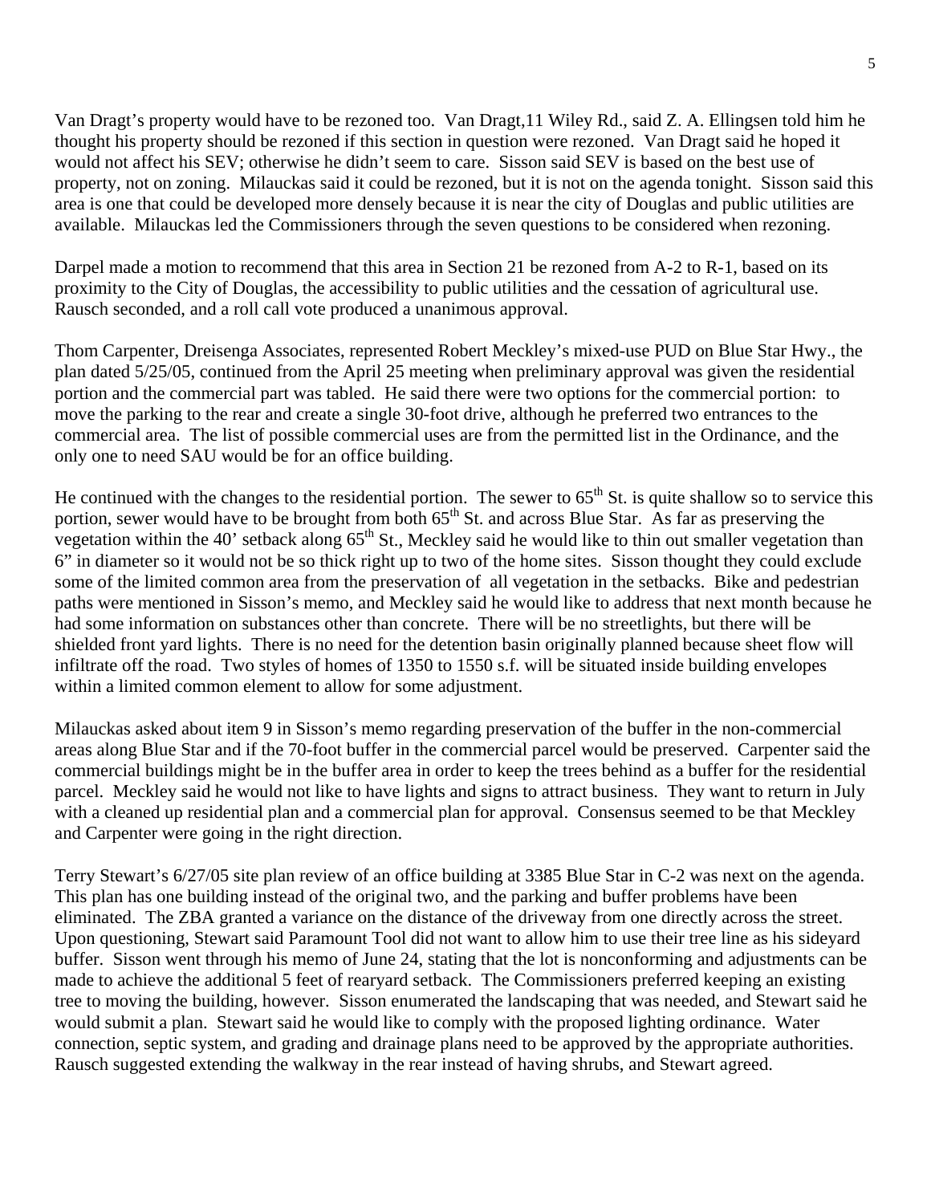Van Dragt's property would have to be rezoned too. Van Dragt,11 Wiley Rd., said Z. A. Ellingsen told him he thought his property should be rezoned if this section in question were rezoned. Van Dragt said he hoped it would not affect his SEV; otherwise he didn't seem to care. Sisson said SEV is based on the best use of property, not on zoning. Milauckas said it could be rezoned, but it is not on the agenda tonight. Sisson said this area is one that could be developed more densely because it is near the city of Douglas and public utilities are available. Milauckas led the Commissioners through the seven questions to be considered when rezoning.

Darpel made a motion to recommend that this area in Section 21 be rezoned from A-2 to R-1, based on its proximity to the City of Douglas, the accessibility to public utilities and the cessation of agricultural use. Rausch seconded, and a roll call vote produced a unanimous approval.

Thom Carpenter, Dreisenga Associates, represented Robert Meckley's mixed-use PUD on Blue Star Hwy., the plan dated 5/25/05, continued from the April 25 meeting when preliminary approval was given the residential portion and the commercial part was tabled. He said there were two options for the commercial portion: to move the parking to the rear and create a single 30-foot drive, although he preferred two entrances to the commercial area. The list of possible commercial uses are from the permitted list in the Ordinance, and the only one to need SAU would be for an office building.

He continued with the changes to the residential portion. The sewer to 65th St. is quite shallow so to service this portion, sewer would have to be brought from both 65th St. and across Blue Star. As far as preserving the vegetation within the 40' setback along 65th St., Meckley said he would like to thin out smaller vegetation than 6" in diameter so it would not be so thick right up to two of the home sites. Sisson thought they could exclude some of the limited common area from the preservation of all vegetation in the setbacks. Bike and pedestrian paths were mentioned in Sisson's memo, and Meckley said he would like to address that next month because he had some information on substances other than concrete. There will be no streetlights, but there will be shielded front yard lights. There is no need for the detention basin originally planned because sheet flow will infiltrate off the road. Two styles of homes of 1350 to 1550 s.f. will be situated inside building envelopes within a limited common element to allow for some adjustment.

Milauckas asked about item 9 in Sisson's memo regarding preservation of the buffer in the non-commercial areas along Blue Star and if the 70-foot buffer in the commercial parcel would be preserved. Carpenter said the commercial buildings might be in the buffer area in order to keep the trees behind as a buffer for the residential parcel. Meckley said he would not like to have lights and signs to attract business. They want to return in July with a cleaned up residential plan and a commercial plan for approval. Consensus seemed to be that Meckley and Carpenter were going in the right direction.

Terry Stewart's 6/27/05 site plan review of an office building at 3385 Blue Star in C-2 was next on the agenda. This plan has one building instead of the original two, and the parking and buffer problems have been eliminated. The ZBA granted a variance on the distance of the driveway from one directly across the street. Upon questioning, Stewart said Paramount Tool did not want to allow him to use their tree line as his sideyard buffer. Sisson went through his memo of June 24, stating that the lot is nonconforming and adjustments can be made to achieve the additional 5 feet of rearyard setback. The Commissioners preferred keeping an existing tree to moving the building, however. Sisson enumerated the landscaping that was needed, and Stewart said he would submit a plan. Stewart said he would like to comply with the proposed lighting ordinance. Water connection, septic system, and grading and drainage plans need to be approved by the appropriate authorities. Rausch suggested extending the walkway in the rear instead of having shrubs, and Stewart agreed.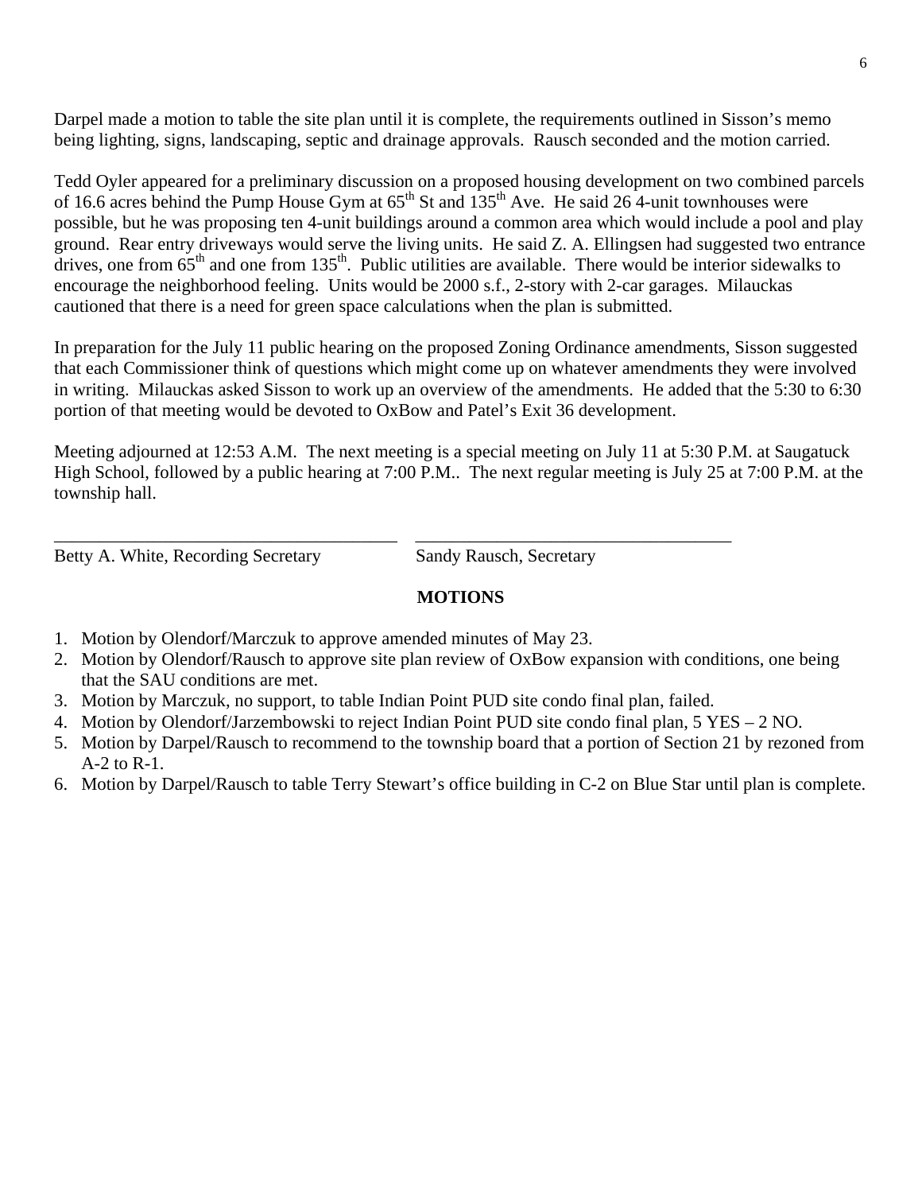Darpel made a motion to table the site plan until it is complete, the requirements outlined in Sisson's memo being lighting, signs, landscaping, septic and drainage approvals. Rausch seconded and the motion carried.

Tedd Oyler appeared for a preliminary discussion on a proposed housing development on two combined parcels of 16.6 acres behind the Pump House Gym at 65th St and 135th Ave. He said 26 4-unit townhouses were possible, but he was proposing ten 4-unit buildings around a common area which would include a pool and play ground. Rear entry driveways would serve the living units. He said Z. A. Ellingsen had suggested two entrance drives, one from 65th and one from 135th. Public utilities are available. There would be interior sidewalks to encourage the neighborhood feeling. Units would be 2000 s.f., 2-story with 2-car garages. Milauckas cautioned that there is a need for green space calculations when the plan is submitted.

In preparation for the July 11 public hearing on the proposed Zoning Ordinance amendments, Sisson suggested that each Commissioner think of questions which might come up on whatever amendments they were involved in writing. Milauckas asked Sisson to work up an overview of the amendments. He added that the 5:30 to 6:30 portion of that meeting would be devoted to OxBow and Patel's Exit 36 development.

Meeting adjourned at 12:53 A.M. The next meeting is a special meeting on July 11 at 5:30 P.M. at Saugatuck High School, followed by a public hearing at 7:00 P.M.. The next regular meeting is July 25 at 7:00 P.M. at the township hall.

_____________________________________ ___________________________________

Betty A. White, Recording Secretary Sandy Rausch, Secretary

**MOTIONS**

1. Motion by Olendorf/Marczuk to approve amended minutes of May 23.
2. Motion by Olendorf/Rausch to approve site plan review of OxBow expansion with conditions, one being that the SAU conditions are met.
3. Motion by Marczuk, no support, to table Indian Point PUD site condo final plan, failed.
4. Motion by Olendorf/Jarzembowski to reject Indian Point PUD site condo final plan, 5 YES – 2 NO.
5. Motion by Darpel/Rausch to recommend to the township board that a portion of Section 21 by rezoned from A-2 to R-1.
6. Motion by Darpel/Rausch to table Terry Stewart's office building in C-2 on Blue Star until plan is complete.